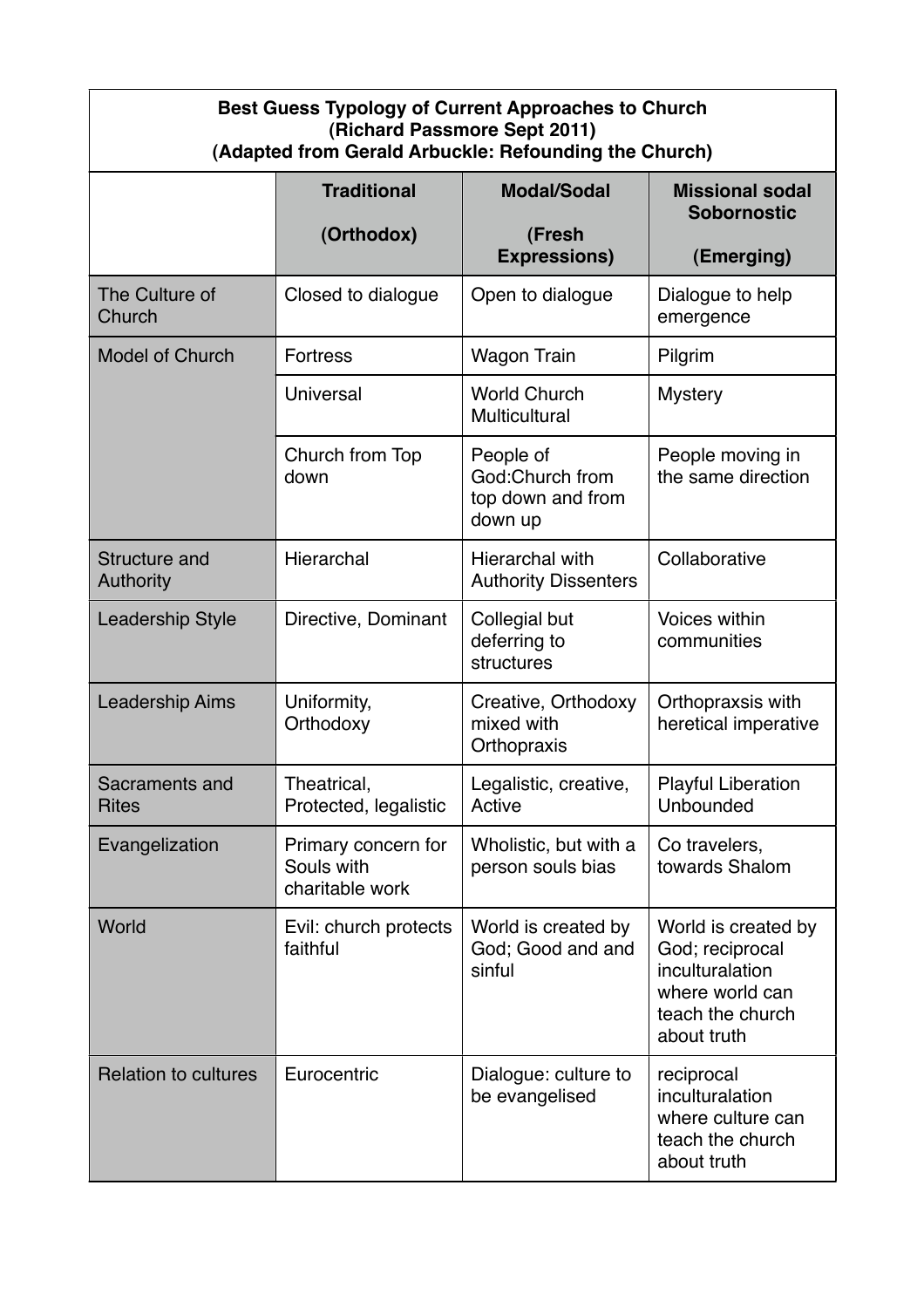**Best Guess Typology of Current Approaches to Church**
**(Richard Passmore Sept 2011)**
**(Adapted from Gerald Arbuckle: Refounding the Church)**

| | Traditional (Orthodox) | Modal/Sodal (Fresh Expressions) | Missional sodal Sobornostic (Emerging) |
|---|---|---|---|
| The Culture of Church | Closed to dialogue | Open to dialogue | Dialogue to help emergence |
| Model of Church | Fortress | Wagon Train | Pilgrim |
| | Universal | World Church Multicultural | Mystery |
| | Church from Top down | People of God:Church from top down and from down up | People moving in the same direction |
| Structure and Authority | Hierarchal | Hierarchal with Authority Dissenters | Collaborative |
| Leadership Style | Directive, Dominant | Collegial but deferring to structures | Voices within communities |
| Leadership Aims | Uniformity, Orthodoxy | Creative, Orthodoxy mixed with Orthopraxis | Orthopraxsis with heretical imperative |
| Sacraments and Rites | Theatrical, Protected, legalistic | Legalistic, creative, Active | Playful Liberation Unbounded |
| Evangelization | Primary concern for Souls with charitable work | Wholistic, but with a person souls bias | Co travelers, towards Shalom |
| World | Evil: church protects faithful | World is created by God; Good and and sinful | World is created by God; reciprocal inculturalation where world can teach the church about truth |
| Relation to cultures | Eurocentric | Dialogue: culture to be evangelised | reciprocal inculturalation where culture can teach the church about truth |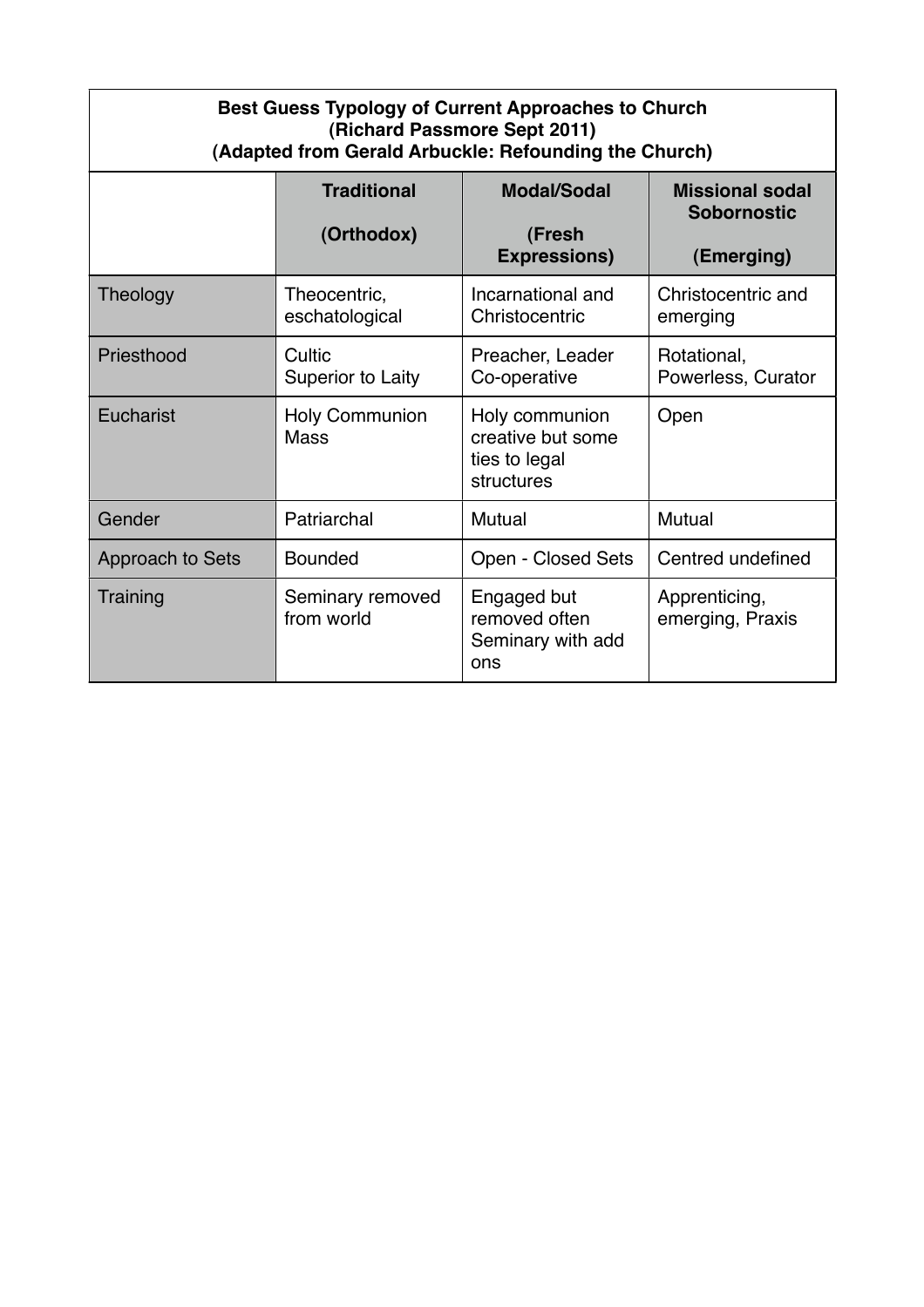| **Best Guess Typology of Current Approaches to Church (Richard Passmore Sept 2011) (Adapted from Gerald Arbuckle: Refounding the Church)** | | | |
|---|---|---|---|
| | **Traditional (Orthodox)** | **Modal/Sodal (Fresh Expressions)** | **Missional sodal Sobornostic (Emerging)** |
| Theology | Theocentric, eschatological | Incarnational and Christocentric | Christocentric and emerging |
| Priesthood | Cultic Superior to Laity | Preacher, Leader Co-operative | Rotational, Powerless, Curator |
| Eucharist | Holy Communion Mass | Holy communion creative but some ties to legal structures | Open |
| Gender | Patriarchal | Mutual | Mutual |
| Approach to Sets | Bounded | Open - Closed Sets | Centred undefined |
| Training | Seminary removed from world | Engaged but removed often Seminary with add ons | Apprenticing, emerging, Praxis |